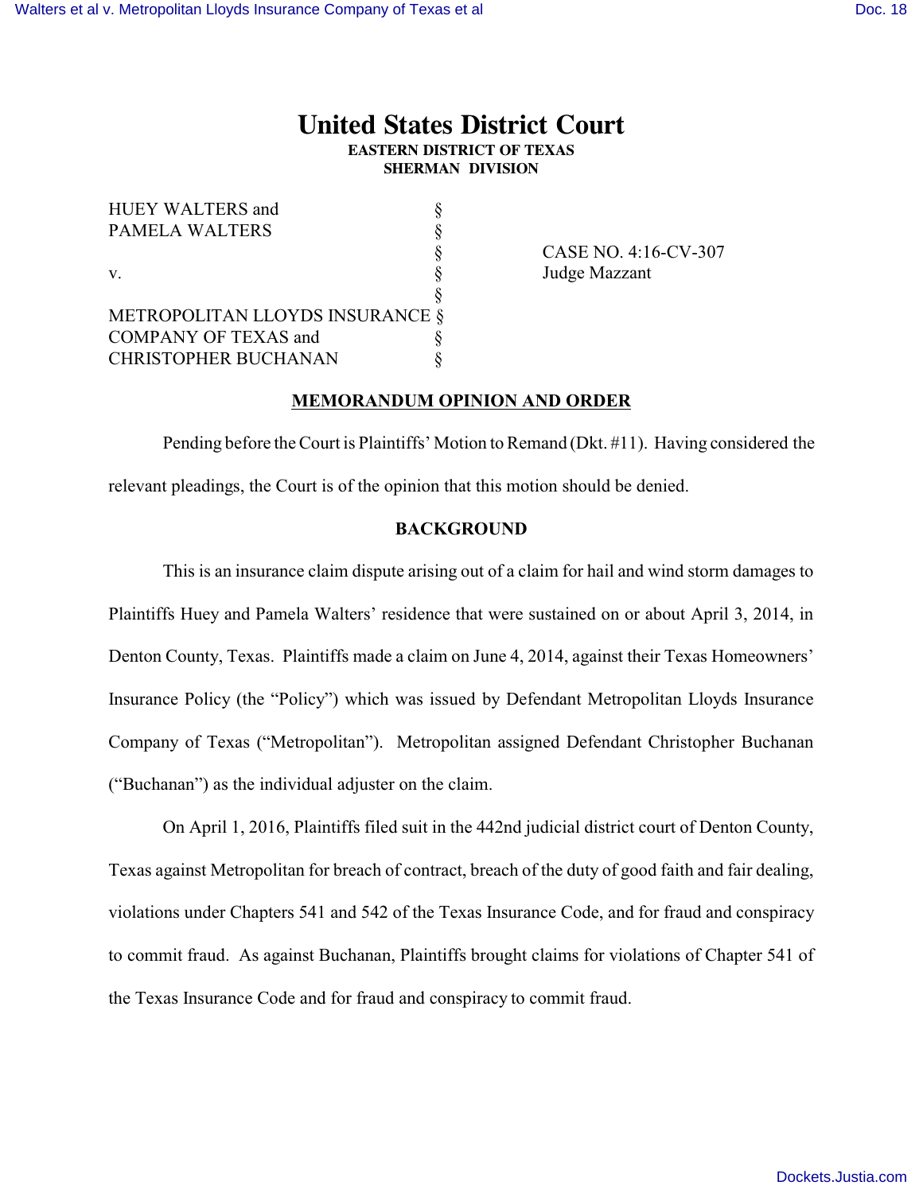# United States District Court

**EASTERN DISTRICT OF TEXAS**
**SHERMAN DIVISION**

| | | |
|---|---|---|
| HUEY WALTERS and | § | |
| PAMELA WALTERS | § | |
| | § | CASE NO. 4:16-CV-307 |
| v. | § | Judge Mazzant |
| | § | |
| METROPOLITAN LLOYDS INSURANCE | § | |
| COMPANY OF TEXAS and | § | |
| CHRISTOPHER BUCHANAN | § | |

## MEMORANDUM OPINION AND ORDER

Pending before the Court is Plaintiffs' Motion to Remand (Dkt. #11). Having considered the relevant pleadings, the Court is of the opinion that this motion should be denied.

### BACKGROUND

This is an insurance claim dispute arising out of a claim for hail and wind storm damages to Plaintiffs Huey and Pamela Walters' residence that were sustained on or about April 3, 2014, in Denton County, Texas. Plaintiffs made a claim on June 4, 2014, against their Texas Homeowners' Insurance Policy (the "Policy") which was issued by Defendant Metropolitan Lloyds Insurance Company of Texas ("Metropolitan"). Metropolitan assigned Defendant Christopher Buchanan ("Buchanan") as the individual adjuster on the claim.

On April 1, 2016, Plaintiffs filed suit in the 442nd judicial district court of Denton County, Texas against Metropolitan for breach of contract, breach of the duty of good faith and fair dealing, violations under Chapters 541 and 542 of the Texas Insurance Code, and for fraud and conspiracy to commit fraud. As against Buchanan, Plaintiffs brought claims for violations of Chapter 541 of the Texas Insurance Code and for fraud and conspiracy to commit fraud.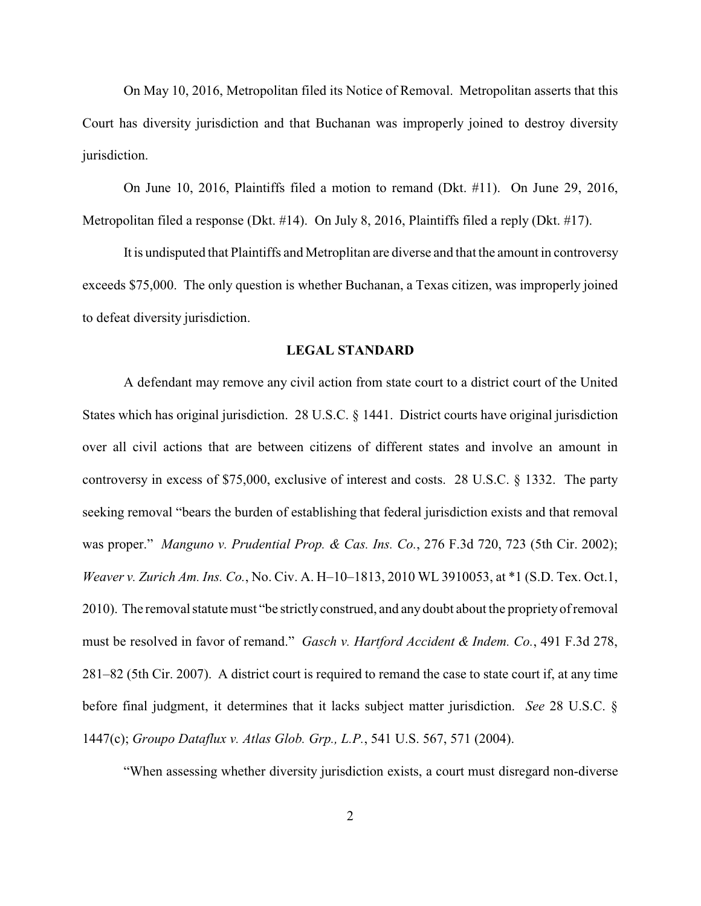On May 10, 2016, Metropolitan filed its Notice of Removal. Metropolitan asserts that this Court has diversity jurisdiction and that Buchanan was improperly joined to destroy diversity jurisdiction.

On June 10, 2016, Plaintiffs filed a motion to remand (Dkt. #11). On June 29, 2016, Metropolitan filed a response (Dkt. #14). On July 8, 2016, Plaintiffs filed a reply (Dkt. #17).

It is undisputed that Plaintiffs and Metroplitan are diverse and that the amount in controversy exceeds $75,000. The only question is whether Buchanan, a Texas citizen, was improperly joined to defeat diversity jurisdiction.

## LEGAL STANDARD

A defendant may remove any civil action from state court to a district court of the United States which has original jurisdiction. 28 U.S.C. § 1441. District courts have original jurisdiction over all civil actions that are between citizens of different states and involve an amount in controversy in excess of $75,000, exclusive of interest and costs. 28 U.S.C. § 1332. The party seeking removal "bears the burden of establishing that federal jurisdiction exists and that removal was proper." *Manguno v. Prudential Prop. & Cas. Ins. Co.*, 276 F.3d 720, 723 (5th Cir. 2002); *Weaver v. Zurich Am. Ins. Co.*, No. Civ. A. H–10–1813, 2010 WL 3910053, at *1 (S.D. Tex. Oct.1, 2010). The removal statute must "be strictly construed, and any doubt about the propriety of removal must be resolved in favor of remand." *Gasch v. Hartford Accident & Indem. Co.*, 491 F.3d 278, 281–82 (5th Cir. 2007). A district court is required to remand the case to state court if, at any time before final judgment, it determines that it lacks subject matter jurisdiction. *See* 28 U.S.C. § 1447(c); *Groupo Dataflux v. Atlas Glob. Grp., L.P.*, 541 U.S. 567, 571 (2004).

"When assessing whether diversity jurisdiction exists, a court must disregard non-diverse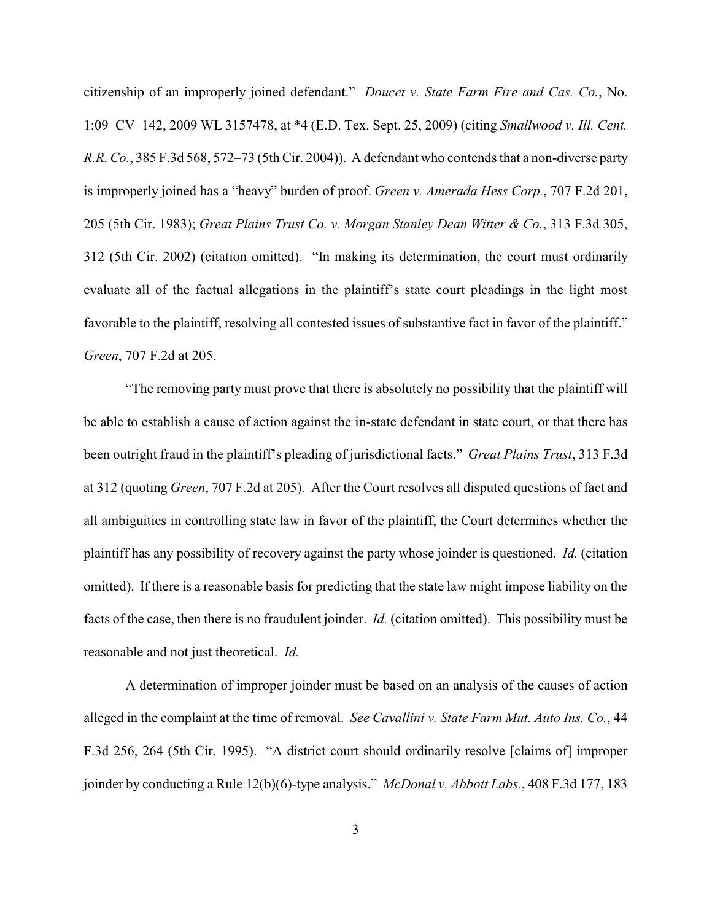citizenship of an improperly joined defendant." *Doucet v. State Farm Fire and Cas. Co.*, No. 1:09–CV–142, 2009 WL 3157478, at *4 (E.D. Tex. Sept. 25, 2009) (citing *Smallwood v. Ill. Cent. R.R. Co.*, 385 F.3d 568, 572–73 (5th Cir. 2004)). A defendant who contends that a non-diverse party is improperly joined has a "heavy" burden of proof. *Green v. Amerada Hess Corp.*, 707 F.2d 201, 205 (5th Cir. 1983); *Great Plains Trust Co. v. Morgan Stanley Dean Witter & Co.*, 313 F.3d 305, 312 (5th Cir. 2002) (citation omitted). "In making its determination, the court must ordinarily evaluate all of the factual allegations in the plaintiff's state court pleadings in the light most favorable to the plaintiff, resolving all contested issues of substantive fact in favor of the plaintiff." *Green*, 707 F.2d at 205.

"The removing party must prove that there is absolutely no possibility that the plaintiff will be able to establish a cause of action against the in-state defendant in state court, or that there has been outright fraud in the plaintiff's pleading of jurisdictional facts." *Great Plains Trust*, 313 F.3d at 312 (quoting *Green*, 707 F.2d at 205). After the Court resolves all disputed questions of fact and all ambiguities in controlling state law in favor of the plaintiff, the Court determines whether the plaintiff has any possibility of recovery against the party whose joinder is questioned. *Id.* (citation omitted). If there is a reasonable basis for predicting that the state law might impose liability on the facts of the case, then there is no fraudulent joinder. *Id.* (citation omitted). This possibility must be reasonable and not just theoretical. *Id.*

A determination of improper joinder must be based on an analysis of the causes of action alleged in the complaint at the time of removal. *See Cavallini v. State Farm Mut. Auto Ins. Co.*, 44 F.3d 256, 264 (5th Cir. 1995). "A district court should ordinarily resolve [claims of] improper joinder by conducting a Rule 12(b)(6)-type analysis." *McDonal v. Abbott Labs.*, 408 F.3d 177, 183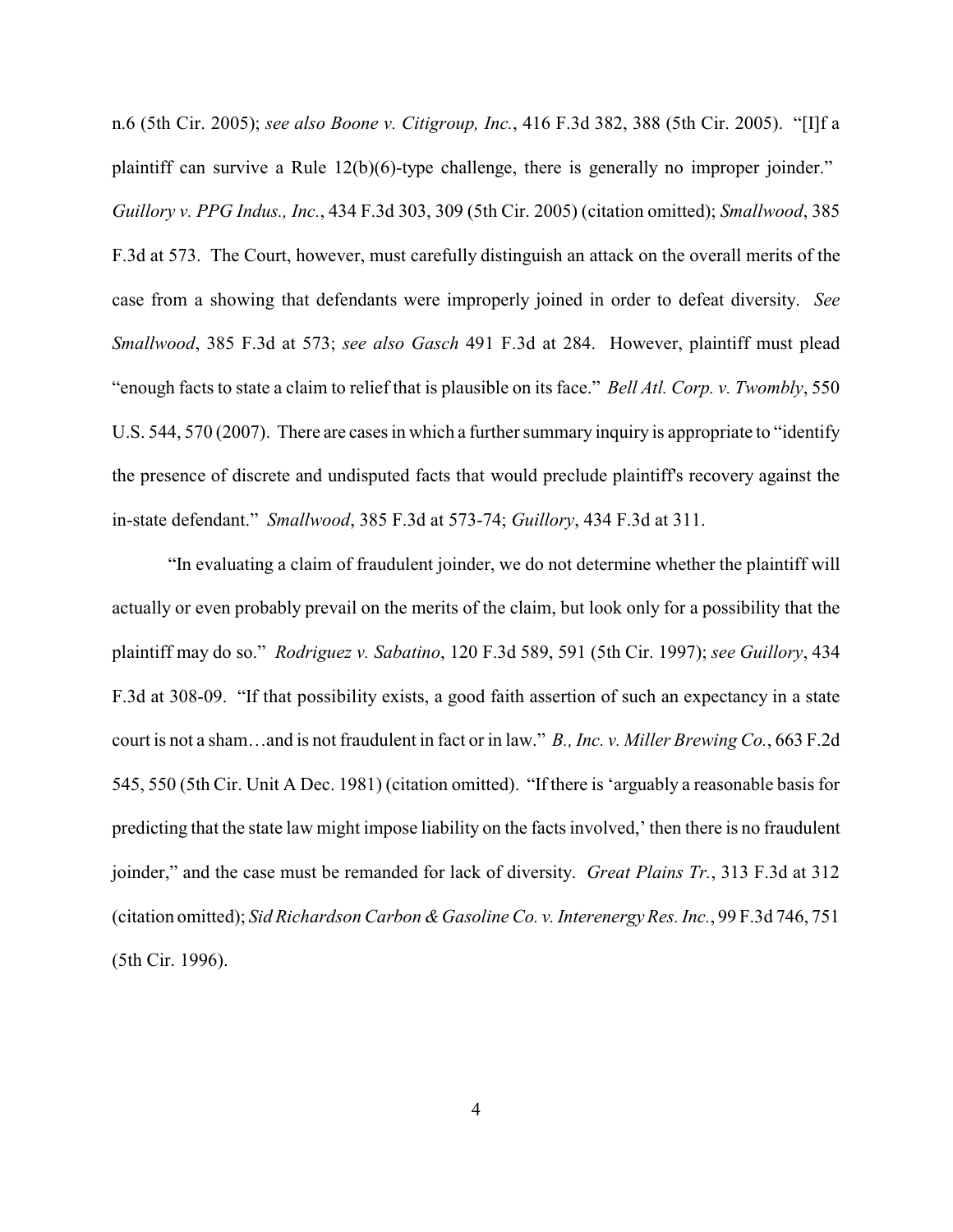n.6 (5th Cir. 2005); *see also Boone v. Citigroup, Inc.*, 416 F.3d 382, 388 (5th Cir. 2005). "[I]f a plaintiff can survive a Rule 12(b)(6)-type challenge, there is generally no improper joinder." *Guillory v. PPG Indus., Inc.*, 434 F.3d 303, 309 (5th Cir. 2005) (citation omitted); *Smallwood*, 385 F.3d at 573. The Court, however, must carefully distinguish an attack on the overall merits of the case from a showing that defendants were improperly joined in order to defeat diversity. *See Smallwood*, 385 F.3d at 573; *see also Gasch* 491 F.3d at 284. However, plaintiff must plead "enough facts to state a claim to relief that is plausible on its face." *Bell Atl. Corp. v. Twombly*, 550 U.S. 544, 570 (2007). There are cases in which a further summary inquiry is appropriate to "identify the presence of discrete and undisputed facts that would preclude plaintiff's recovery against the in-state defendant." *Smallwood*, 385 F.3d at 573-74; *Guillory*, 434 F.3d at 311.

"In evaluating a claim of fraudulent joinder, we do not determine whether the plaintiff will actually or even probably prevail on the merits of the claim, but look only for a possibility that the plaintiff may do so." *Rodriguez v. Sabatino*, 120 F.3d 589, 591 (5th Cir. 1997); *see Guillory*, 434 F.3d at 308-09. "If that possibility exists, a good faith assertion of such an expectancy in a state court is not a sham…and is not fraudulent in fact or in law." *B., Inc. v. Miller Brewing Co.*, 663 F.2d 545, 550 (5th Cir. Unit A Dec. 1981) (citation omitted). "If there is 'arguably a reasonable basis for predicting that the state law might impose liability on the facts involved,' then there is no fraudulent joinder," and the case must be remanded for lack of diversity. *Great Plains Tr.*, 313 F.3d at 312 (citation omitted); *Sid Richardson Carbon & Gasoline Co. v. Interenergy Res. Inc.*, 99 F.3d 746, 751 (5th Cir. 1996).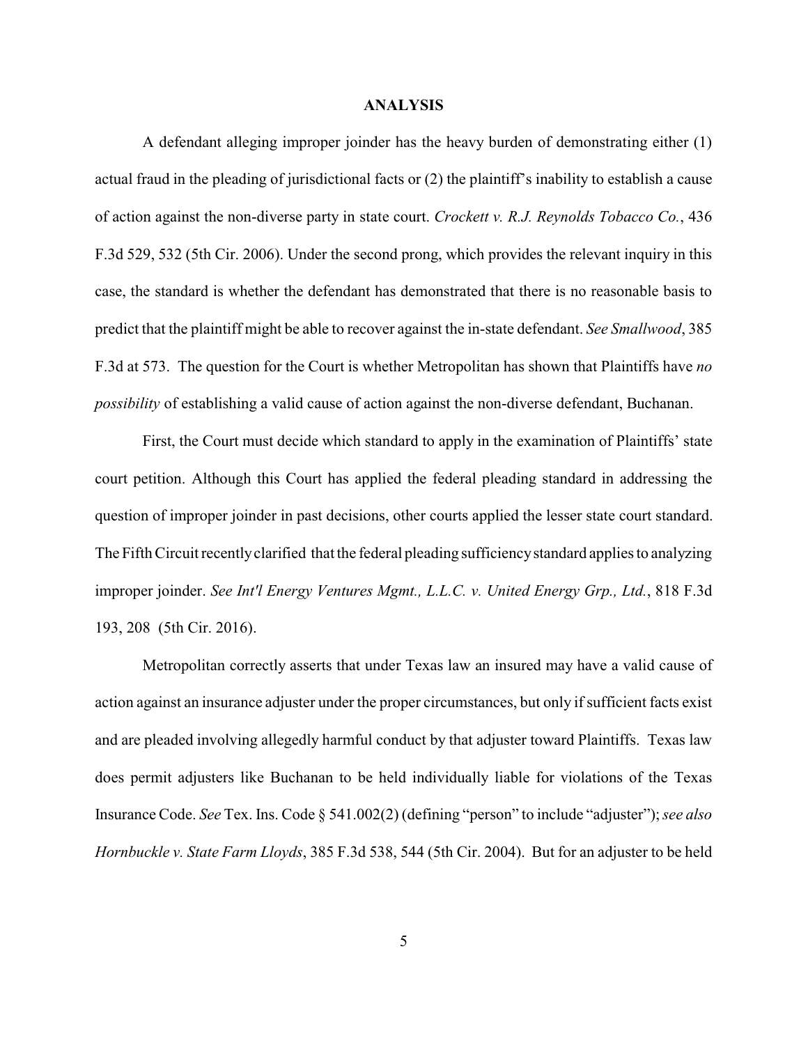**ANALYSIS**

A defendant alleging improper joinder has the heavy burden of demonstrating either (1) actual fraud in the pleading of jurisdictional facts or (2) the plaintiff's inability to establish a cause of action against the non-diverse party in state court. *Crockett v. R.J. Reynolds Tobacco Co.*, 436 F.3d 529, 532 (5th Cir. 2006). Under the second prong, which provides the relevant inquiry in this case, the standard is whether the defendant has demonstrated that there is no reasonable basis to predict that the plaintiff might be able to recover against the in-state defendant. *See Smallwood*, 385 F.3d at 573. The question for the Court is whether Metropolitan has shown that Plaintiffs have *no possibility* of establishing a valid cause of action against the non-diverse defendant, Buchanan.

First, the Court must decide which standard to apply in the examination of Plaintiffs' state court petition. Although this Court has applied the federal pleading standard in addressing the question of improper joinder in past decisions, other courts applied the lesser state court standard. The Fifth Circuit recently clarified that the federal pleading sufficiency standard applies to analyzing improper joinder. *See Int'l Energy Ventures Mgmt., L.L.C. v. United Energy Grp., Ltd.*, 818 F.3d 193, 208 (5th Cir. 2016).

Metropolitan correctly asserts that under Texas law an insured may have a valid cause of action against an insurance adjuster under the proper circumstances, but only if sufficient facts exist and are pleaded involving allegedly harmful conduct by that adjuster toward Plaintiffs. Texas law does permit adjusters like Buchanan to be held individually liable for violations of the Texas Insurance Code. *See* Tex. Ins. Code § 541.002(2) (defining "person" to include "adjuster"); *see also Hornbuckle v. State Farm Lloyds*, 385 F.3d 538, 544 (5th Cir. 2004). But for an adjuster to be held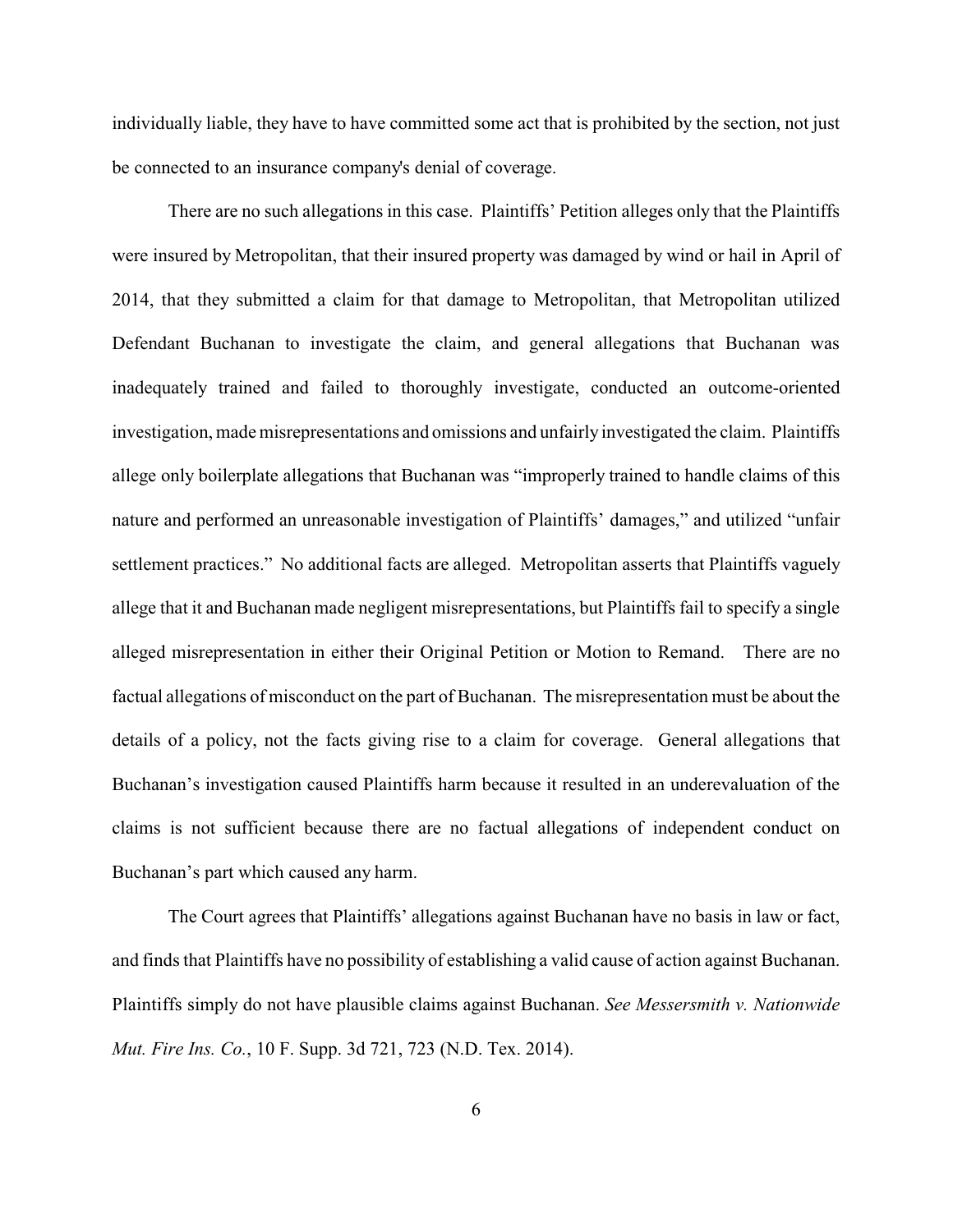individually liable, they have to have committed some act that is prohibited by the section, not just be connected to an insurance company's denial of coverage.

There are no such allegations in this case. Plaintiffs' Petition alleges only that the Plaintiffs were insured by Metropolitan, that their insured property was damaged by wind or hail in April of 2014, that they submitted a claim for that damage to Metropolitan, that Metropolitan utilized Defendant Buchanan to investigate the claim, and general allegations that Buchanan was inadequately trained and failed to thoroughly investigate, conducted an outcome-oriented investigation, made misrepresentations and omissions and unfairly investigated the claim. Plaintiffs allege only boilerplate allegations that Buchanan was "improperly trained to handle claims of this nature and performed an unreasonable investigation of Plaintiffs' damages," and utilized "unfair settlement practices." No additional facts are alleged. Metropolitan asserts that Plaintiffs vaguely allege that it and Buchanan made negligent misrepresentations, but Plaintiffs fail to specify a single alleged misrepresentation in either their Original Petition or Motion to Remand. There are no factual allegations of misconduct on the part of Buchanan. The misrepresentation must be about the details of a policy, not the facts giving rise to a claim for coverage. General allegations that Buchanan's investigation caused Plaintiffs harm because it resulted in an underevaluation of the claims is not sufficient because there are no factual allegations of independent conduct on Buchanan's part which caused any harm.

The Court agrees that Plaintiffs' allegations against Buchanan have no basis in law or fact, and finds that Plaintiffs have no possibility of establishing a valid cause of action against Buchanan. Plaintiffs simply do not have plausible claims against Buchanan. *See Messersmith v. Nationwide Mut. Fire Ins. Co.*, 10 F. Supp. 3d 721, 723 (N.D. Tex. 2014).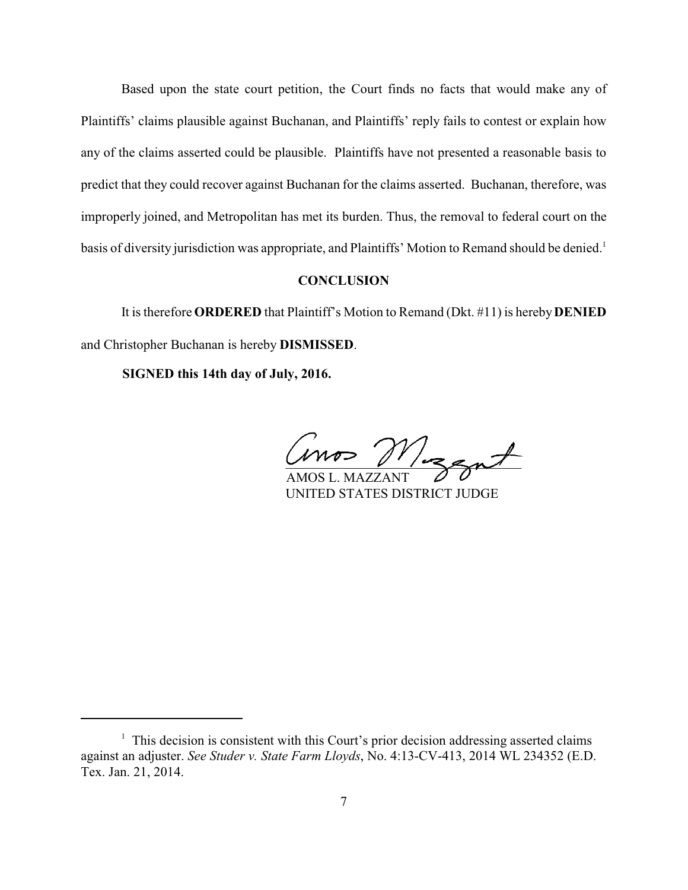Based upon the state court petition, the Court finds no facts that would make any of Plaintiffs' claims plausible against Buchanan, and Plaintiffs' reply fails to contest or explain how any of the claims asserted could be plausible. Plaintiffs have not presented a reasonable basis to predict that they could recover against Buchanan for the claims asserted. Buchanan, therefore, was improperly joined, and Metropolitan has met its burden. Thus, the removal to federal court on the basis of diversity jurisdiction was appropriate, and Plaintiffs' Motion to Remand should be denied.[1]

## CONCLUSION

It is therefore **ORDERED** that Plaintiff's Motion to Remand (Dkt. #11) is hereby **DENIED** and Christopher Buchanan is hereby **DISMISSED**.

**SIGNED this 14th day of July, 2016.**

AMOS L. MAZZANT
UNITED STATES DISTRICT JUDGE

---

[1] This decision is consistent with this Court's prior decision addressing asserted claims against an adjuster. *See Studer v. State Farm Lloyds*, No. 4:13-CV-413, 2014 WL 234352 (E.D. Tex. Jan. 21, 2014.